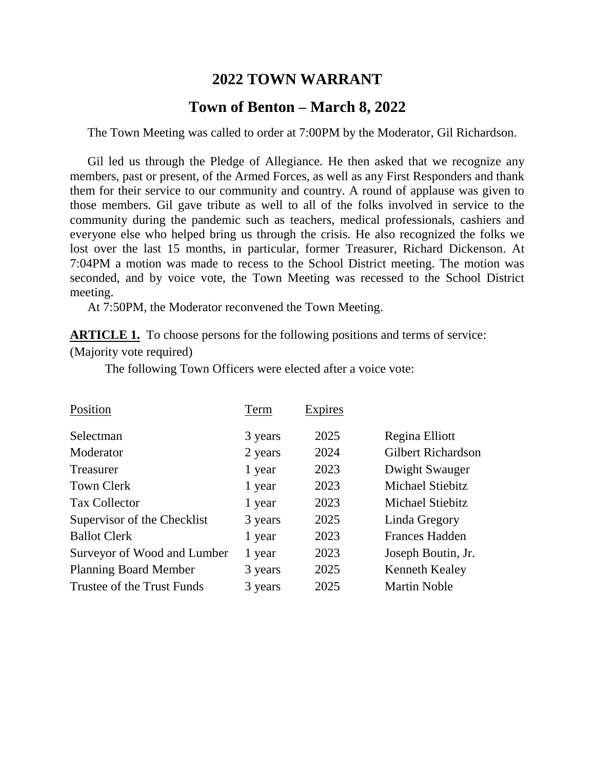# 2022 TOWN WARRANT

## Town of Benton – March 8, 2022

The Town Meeting was called to order at 7:00PM by the Moderator, Gil Richardson.

Gil led us through the Pledge of Allegiance. He then asked that we recognize any members, past or present, of the Armed Forces, as well as any First Responders and thank them for their service to our community and country. A round of applause was given to those members. Gil gave tribute as well to all of the folks involved in service to the community during the pandemic such as teachers, medical professionals, cashiers and everyone else who helped bring us through the crisis. He also recognized the folks we lost over the last 15 months, in particular, former Treasurer, Richard Dickenson. At 7:04PM a motion was made to recess to the School District meeting. The motion was seconded, and by voice vote, the Town Meeting was recessed to the School District meeting.

At 7:50PM, the Moderator reconvened the Town Meeting.

**ARTICLE 1.** To choose persons for the following positions and terms of service: (Majority vote required)

The following Town Officers were elected after a voice vote:

| Position | Term | Expires | |
|---|---|---|---|
| Selectman | 3 years | 2025 | Regina Elliott |
| Moderator | 2 years | 2024 | Gilbert Richardson |
| Treasurer | 1 year | 2023 | Dwight Swauger |
| Town Clerk | 1 year | 2023 | Michael Stiebitz |
| Tax Collector | 1 year | 2023 | Michael Stiebitz |
| Supervisor of the Checklist | 3 years | 2025 | Linda Gregory |
| Ballot Clerk | 1 year | 2023 | Frances Hadden |
| Surveyor of Wood and Lumber | 1 year | 2023 | Joseph Boutin, Jr. |
| Planning Board Member | 3 years | 2025 | Kenneth Kealey |
| Trustee of the Trust Funds | 3 years | 2025 | Martin Noble |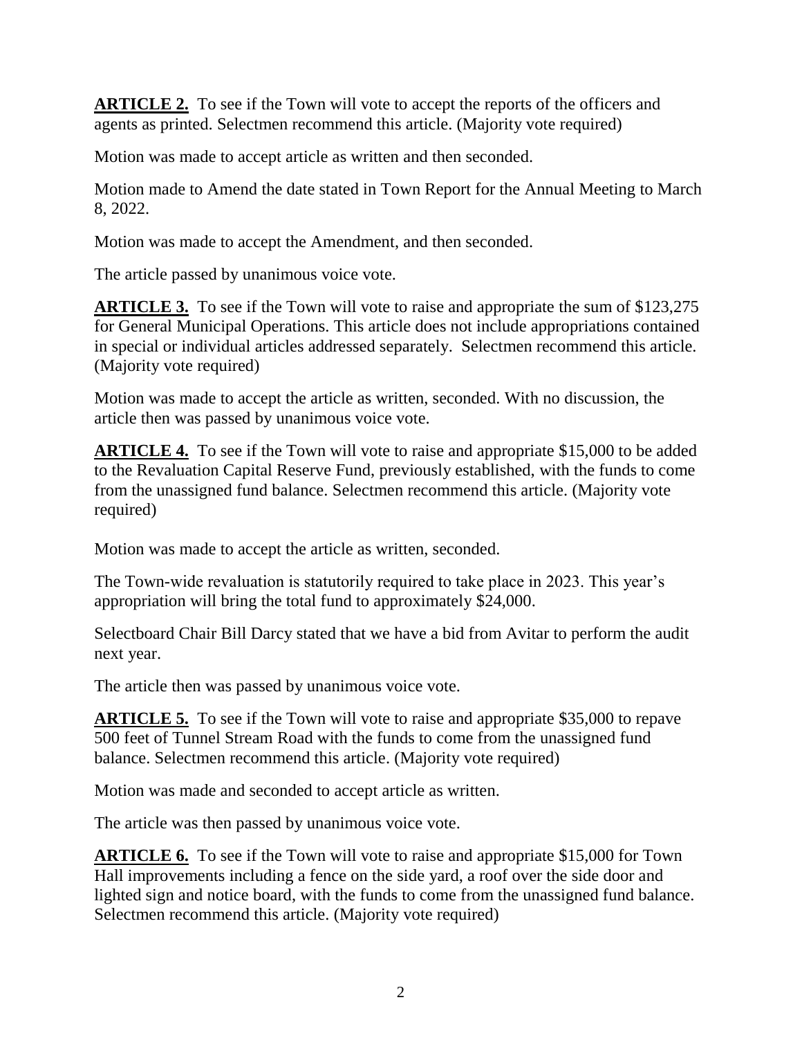**ARTICLE 2.** To see if the Town will vote to accept the reports of the officers and agents as printed. Selectmen recommend this article. (Majority vote required)

Motion was made to accept article as written and then seconded.

Motion made to Amend the date stated in Town Report for the Annual Meeting to March 8, 2022.

Motion was made to accept the Amendment, and then seconded.

The article passed by unanimous voice vote.

**ARTICLE 3.** To see if the Town will vote to raise and appropriate the sum of $123,275 for General Municipal Operations. This article does not include appropriations contained in special or individual articles addressed separately. Selectmen recommend this article. (Majority vote required)

Motion was made to accept the article as written, seconded. With no discussion, the article then was passed by unanimous voice vote.

**ARTICLE 4.** To see if the Town will vote to raise and appropriate $15,000 to be added to the Revaluation Capital Reserve Fund, previously established, with the funds to come from the unassigned fund balance. Selectmen recommend this article. (Majority vote required)

Motion was made to accept the article as written, seconded.

The Town-wide revaluation is statutorily required to take place in 2023. This year's appropriation will bring the total fund to approximately $24,000.

Selectboard Chair Bill Darcy stated that we have a bid from Avitar to perform the audit next year.

The article then was passed by unanimous voice vote.

**ARTICLE 5.** To see if the Town will vote to raise and appropriate $35,000 to repave 500 feet of Tunnel Stream Road with the funds to come from the unassigned fund balance. Selectmen recommend this article. (Majority vote required)

Motion was made and seconded to accept article as written.

The article was then passed by unanimous voice vote.

**ARTICLE 6.** To see if the Town will vote to raise and appropriate $15,000 for Town Hall improvements including a fence on the side yard, a roof over the side door and lighted sign and notice board, with the funds to come from the unassigned fund balance. Selectmen recommend this article. (Majority vote required)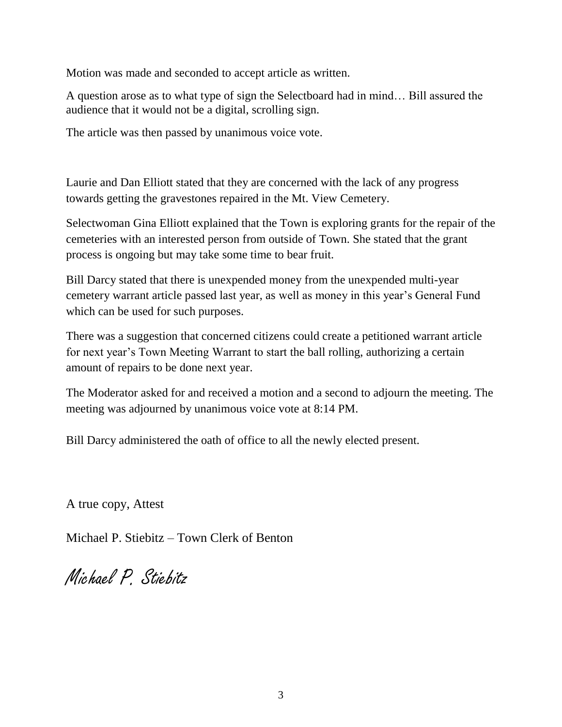Motion was made and seconded to accept article as written.

A question arose as to what type of sign the Selectboard had in mind… Bill assured the audience that it would not be a digital, scrolling sign.

The article was then passed by unanimous voice vote.

Laurie and Dan Elliott stated that they are concerned with the lack of any progress towards getting the gravestones repaired in the Mt. View Cemetery.

Selectwoman Gina Elliott explained that the Town is exploring grants for the repair of the cemeteries with an interested person from outside of Town. She stated that the grant process is ongoing but may take some time to bear fruit.

Bill Darcy stated that there is unexpended money from the unexpended multi-year cemetery warrant article passed last year, as well as money in this year's General Fund which can be used for such purposes.

There was a suggestion that concerned citizens could create a petitioned warrant article for next year's Town Meeting Warrant to start the ball rolling, authorizing a certain amount of repairs to be done next year.

The Moderator asked for and received a motion and a second to adjourn the meeting. The meeting was adjourned by unanimous voice vote at 8:14 PM.

Bill Darcy administered the oath of office to all the newly elected present.

A true copy, Attest

Michael P. Stiebitz – Town Clerk of Benton

*Michael P. Stiebitz*